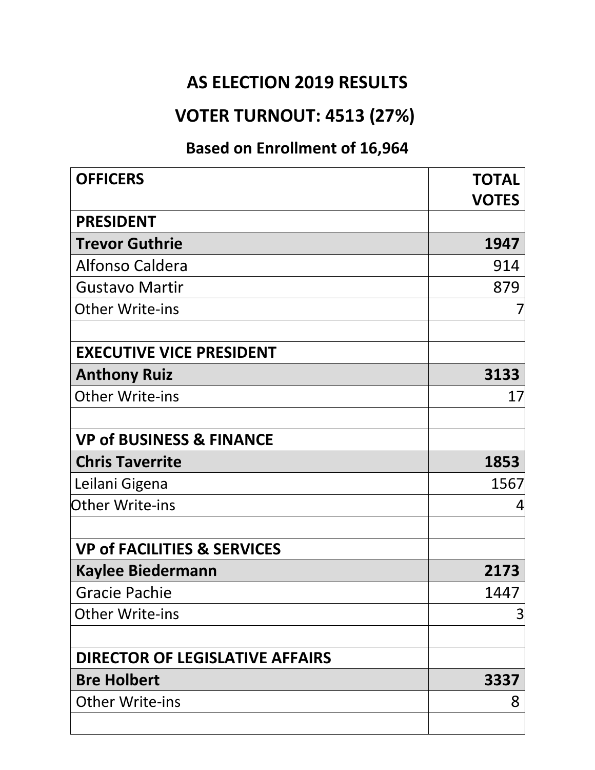# AS ELECTION 2019 RESULTS

## VOTER TURNOUT: 4513 (27%)

### Based on Enrollment of 16,964

| OFFICERS | TOTAL VOTES |
|---|---|
| **PRESIDENT** | |
| **Trevor Guthrie** | **1947** |
| Alfonso Caldera | 914 |
| Gustavo Martir | 879 |
| Other Write-ins | 7 |
| | |
| **EXECUTIVE VICE PRESIDENT** | |
| **Anthony Ruiz** | **3133** |
| Other Write-ins | 17 |
| | |
| **VP of BUSINESS & FINANCE** | |
| **Chris Taverrite** | **1853** |
| Leilani Gigena | 1567 |
| Other Write-ins | 4 |
| | |
| **VP of FACILITIES & SERVICES** | |
| **Kaylee Biedermann** | **2173** |
| Gracie Pachie | 1447 |
| Other Write-ins | 3 |
| | |
| **DIRECTOR OF LEGISLATIVE AFFAIRS** | |
| **Bre Holbert** | **3337** |
| Other Write-ins | 8 |
| | |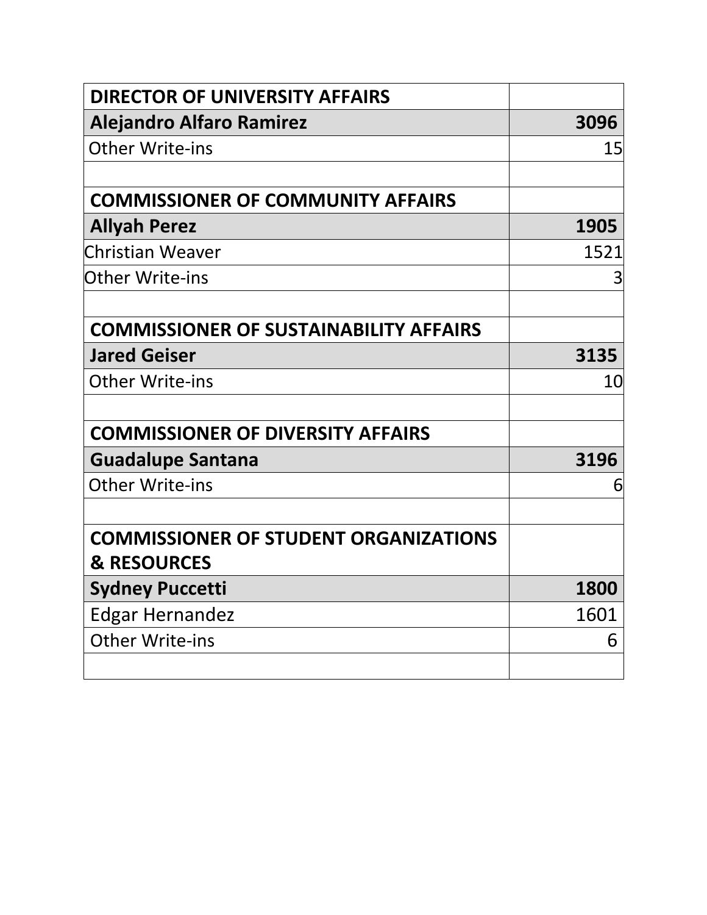| DIRECTOR OF UNIVERSITY AFFAIRS | |
|---|---|
| **Alejandro Alfaro Ramirez** | **3096** |
| Other Write-ins | 15 |
| | |
| **COMMISSIONER OF COMMUNITY AFFAIRS** | |
| **Allyah Perez** | **1905** |
| Christian Weaver | 1521 |
| Other Write-ins | 3 |
| | |
| **COMMISSIONER OF SUSTAINABILITY AFFAIRS** | |
| **Jared Geiser** | **3135** |
| Other Write-ins | 10 |
| | |
| **COMMISSIONER OF DIVERSITY AFFAIRS** | |
| **Guadalupe Santana** | **3196** |
| Other Write-ins | 6 |
| | |
| **COMMISSIONER OF STUDENT ORGANIZATIONS & RESOURCES** | |
| **Sydney Puccetti** | **1800** |
| Edgar Hernandez | 1601 |
| Other Write-ins | 6 |
| | |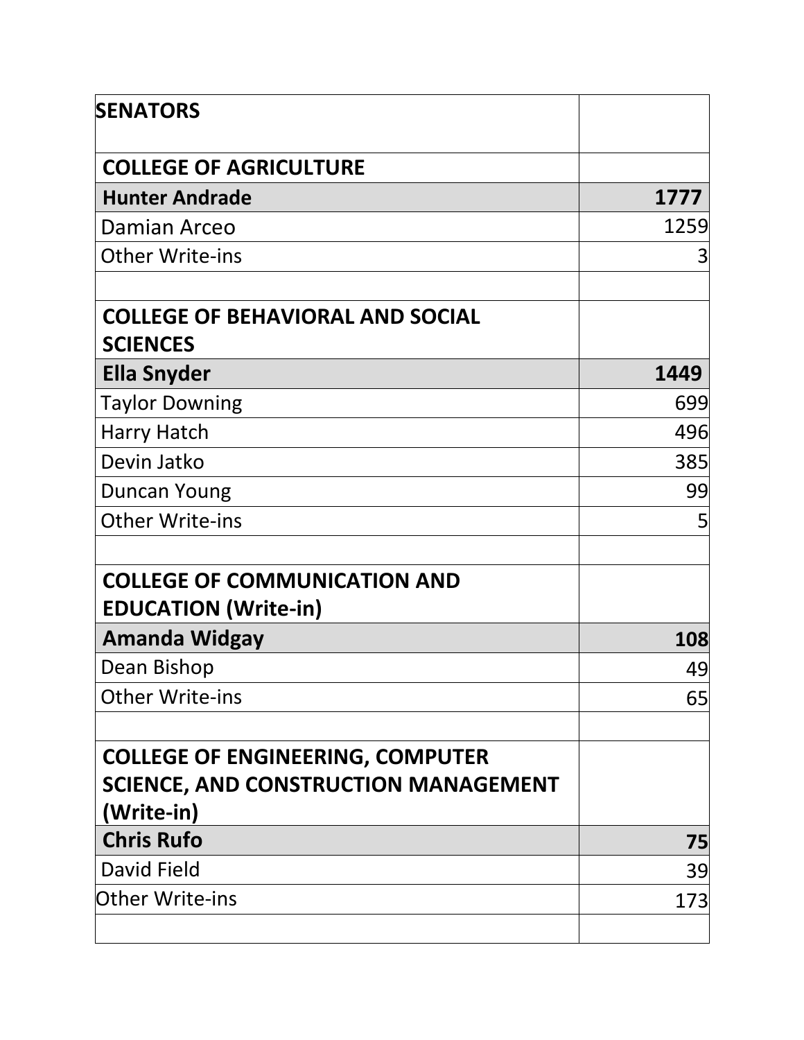| **SENATORS** | |
|---|---|
| **COLLEGE OF AGRICULTURE** | |
| **Hunter Andrade** | **1777** |
| Damian Arceo | 1259 |
| Other Write-ins | 3 |
| | |
| **COLLEGE OF BEHAVIORAL AND SOCIAL SCIENCES** | |
| **Ella Snyder** | **1449** |
| Taylor Downing | 699 |
| Harry Hatch | 496 |
| Devin Jatko | 385 |
| Duncan Young | 99 |
| Other Write-ins | 5 |
| | |
| **COLLEGE OF COMMUNICATION AND EDUCATION (Write-in)** | |
| **Amanda Widgay** | **108** |
| Dean Bishop | 49 |
| Other Write-ins | 65 |
| | |
| **COLLEGE OF ENGINEERING, COMPUTER SCIENCE, AND CONSTRUCTION MANAGEMENT (Write-in)** | |
| **Chris Rufo** | **75** |
| David Field | 39 |
| Other Write-ins | 173 |
| | |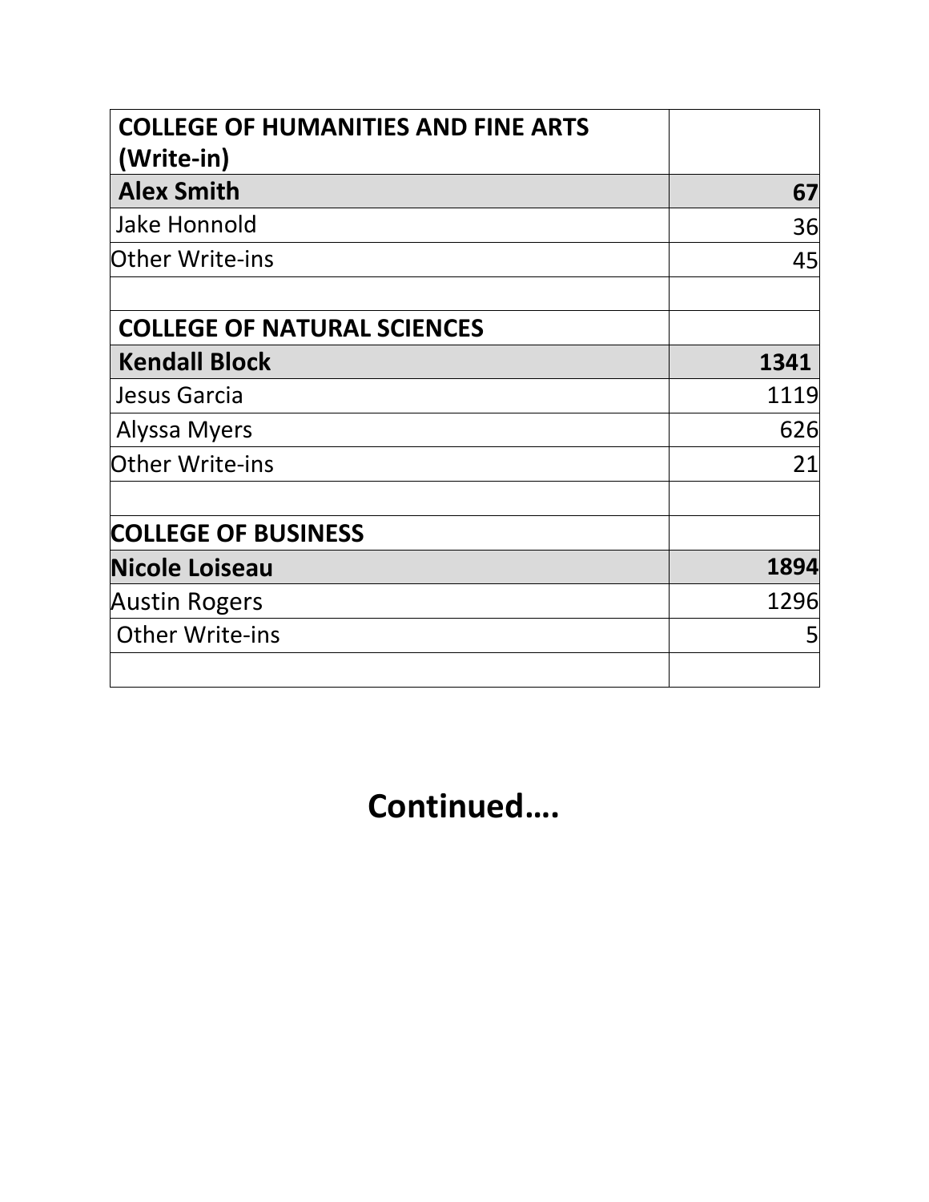| **COLLEGE OF HUMANITIES AND FINE ARTS (Write-in)** | |
|---|---|
| **Alex Smith** | **67** |
| Jake Honnold | 36 |
| Other Write-ins | 45 |
| | |
| **COLLEGE OF NATURAL SCIENCES** | |
| **Kendall Block** | **1341** |
| Jesus Garcia | 1119 |
| Alyssa Myers | 626 |
| Other Write-ins | 21 |
| | |
| **COLLEGE OF BUSINESS** | |
| **Nicole Loiseau** | **1894** |
| Austin Rogers | 1296 |
| Other Write-ins | 5 |
| | |

## Continued….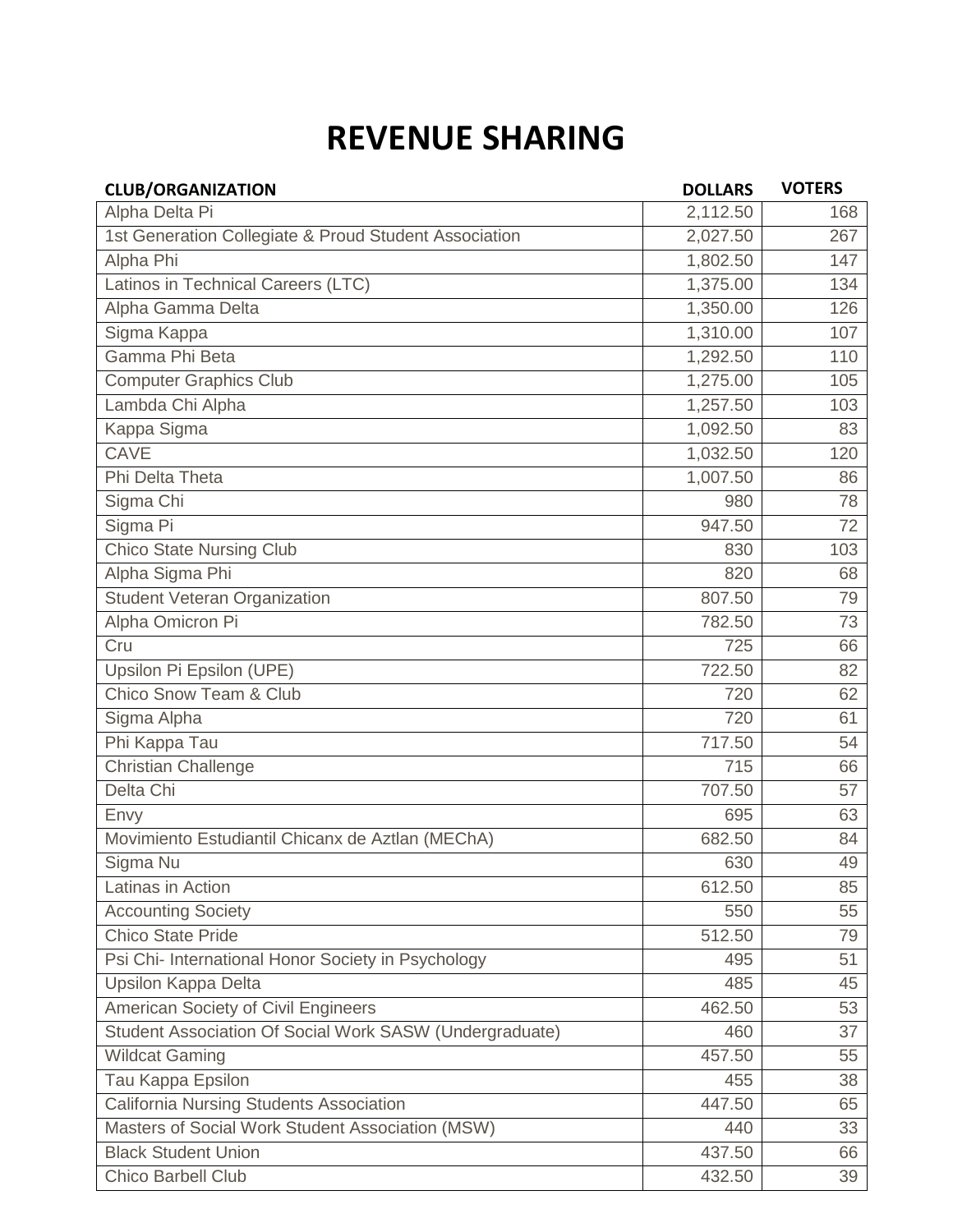# REVENUE SHARING

| CLUB/ORGANIZATION | DOLLARS | VOTERS |
|---|---|---|
| Alpha Delta Pi | 2,112.50 | 168 |
| 1st Generation Collegiate & Proud Student Association | 2,027.50 | 267 |
| Alpha Phi | 1,802.50 | 147 |
| Latinos in Technical Careers (LTC) | 1,375.00 | 134 |
| Alpha Gamma Delta | 1,350.00 | 126 |
| Sigma Kappa | 1,310.00 | 107 |
| Gamma Phi Beta | 1,292.50 | 110 |
| Computer Graphics Club | 1,275.00 | 105 |
| Lambda Chi Alpha | 1,257.50 | 103 |
| Kappa Sigma | 1,092.50 | 83 |
| CAVE | 1,032.50 | 120 |
| Phi Delta Theta | 1,007.50 | 86 |
| Sigma Chi | 980 | 78 |
| Sigma Pi | 947.50 | 72 |
| Chico State Nursing Club | 830 | 103 |
| Alpha Sigma Phi | 820 | 68 |
| Student Veteran Organization | 807.50 | 79 |
| Alpha Omicron Pi | 782.50 | 73 |
| Cru | 725 | 66 |
| Upsilon Pi Epsilon (UPE) | 722.50 | 82 |
| Chico Snow Team & Club | 720 | 62 |
| Sigma Alpha | 720 | 61 |
| Phi Kappa Tau | 717.50 | 54 |
| Christian Challenge | 715 | 66 |
| Delta Chi | 707.50 | 57 |
| Envy | 695 | 63 |
| Movimiento Estudiantil Chicanx de Aztlan (MEChA) | 682.50 | 84 |
| Sigma Nu | 630 | 49 |
| Latinas in Action | 612.50 | 85 |
| Accounting Society | 550 | 55 |
| Chico State Pride | 512.50 | 79 |
| Psi Chi- International Honor Society in Psychology | 495 | 51 |
| Upsilon Kappa Delta | 485 | 45 |
| American Society of Civil Engineers | 462.50 | 53 |
| Student Association Of Social Work SASW (Undergraduate) | 460 | 37 |
| Wildcat Gaming | 457.50 | 55 |
| Tau Kappa Epsilon | 455 | 38 |
| California Nursing Students Association | 447.50 | 65 |
| Masters of Social Work Student Association (MSW) | 440 | 33 |
| Black Student Union | 437.50 | 66 |
| Chico Barbell Club | 432.50 | 39 |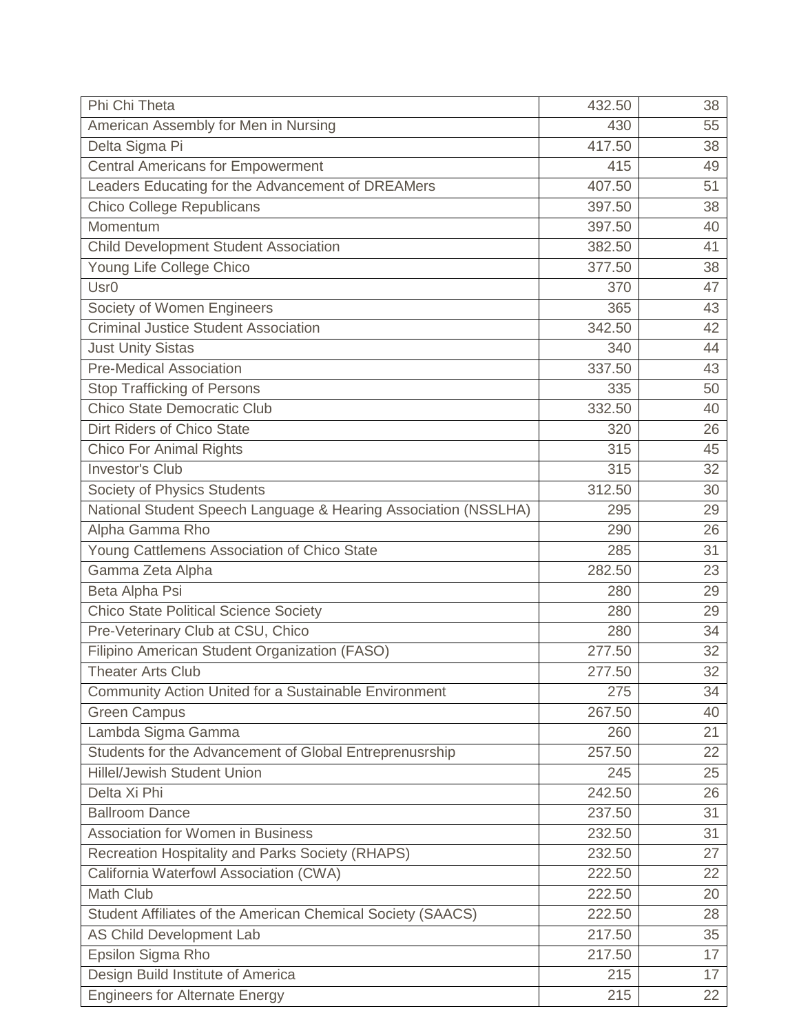| | | |
|---|---|---|
| Phi Chi Theta | 432.50 | 38 |
| American Assembly for Men in Nursing | 430 | 55 |
| Delta Sigma Pi | 417.50 | 38 |
| Central Americans for Empowerment | 415 | 49 |
| Leaders Educating for the Advancement of DREAMers | 407.50 | 51 |
| Chico College Republicans | 397.50 | 38 |
| Momentum | 397.50 | 40 |
| Child Development Student Association | 382.50 | 41 |
| Young Life College Chico | 377.50 | 38 |
| Usr0 | 370 | 47 |
| Society of Women Engineers | 365 | 43 |
| Criminal Justice Student Association | 342.50 | 42 |
| Just Unity Sistas | 340 | 44 |
| Pre-Medical Association | 337.50 | 43 |
| Stop Trafficking of Persons | 335 | 50 |
| Chico State Democratic Club | 332.50 | 40 |
| Dirt Riders of Chico State | 320 | 26 |
| Chico For Animal Rights | 315 | 45 |
| Investor's Club | 315 | 32 |
| Society of Physics Students | 312.50 | 30 |
| National Student Speech Language & Hearing Association (NSSLHA) | 295 | 29 |
| Alpha Gamma Rho | 290 | 26 |
| Young Cattlemens Association of Chico State | 285 | 31 |
| Gamma Zeta Alpha | 282.50 | 23 |
| Beta Alpha Psi | 280 | 29 |
| Chico State Political Science Society | 280 | 29 |
| Pre-Veterinary Club at CSU, Chico | 280 | 34 |
| Filipino American Student Organization (FASO) | 277.50 | 32 |
| Theater Arts Club | 277.50 | 32 |
| Community Action United for a Sustainable Environment | 275 | 34 |
| Green Campus | 267.50 | 40 |
| Lambda Sigma Gamma | 260 | 21 |
| Students for the Advancement of Global Entreprenusrship | 257.50 | 22 |
| Hillel/Jewish Student Union | 245 | 25 |
| Delta Xi Phi | 242.50 | 26 |
| Ballroom Dance | 237.50 | 31 |
| Association for Women in Business | 232.50 | 31 |
| Recreation Hospitality and Parks Society (RHAPS) | 232.50 | 27 |
| California Waterfowl Association (CWA) | 222.50 | 22 |
| Math Club | 222.50 | 20 |
| Student Affiliates of the American Chemical Society (SAACS) | 222.50 | 28 |
| AS Child Development Lab | 217.50 | 35 |
| Epsilon Sigma Rho | 217.50 | 17 |
| Design Build Institute of America | 215 | 17 |
| Engineers for Alternate Energy | 215 | 22 |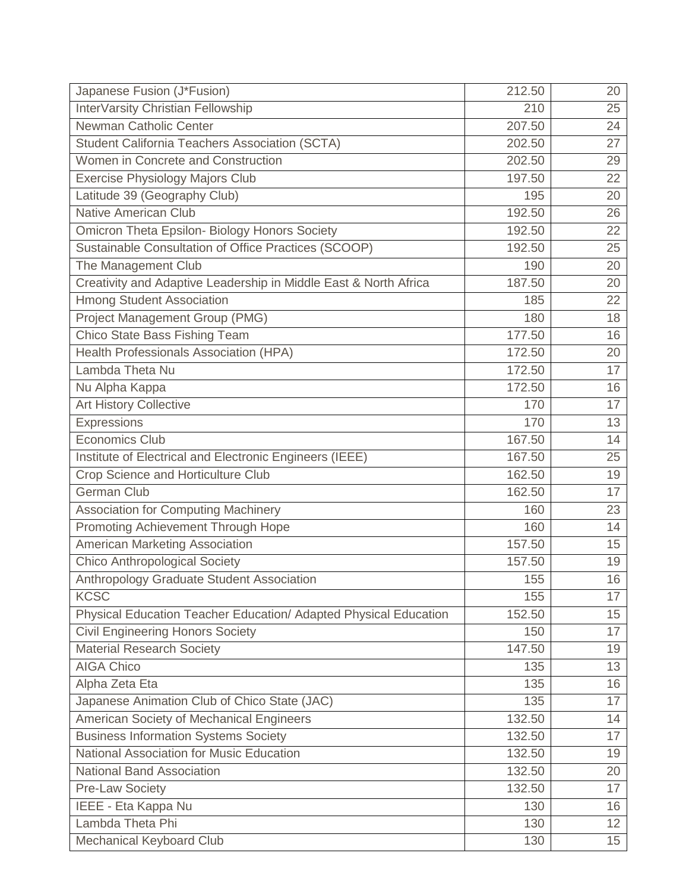| | | |
|---|---|---|
| Japanese Fusion (J*Fusion) | 212.50 | 20 |
| InterVarsity Christian Fellowship | 210 | 25 |
| Newman Catholic Center | 207.50 | 24 |
| Student California Teachers Association (SCTA) | 202.50 | 27 |
| Women in Concrete and Construction | 202.50 | 29 |
| Exercise Physiology Majors Club | 197.50 | 22 |
| Latitude 39 (Geography Club) | 195 | 20 |
| Native American Club | 192.50 | 26 |
| Omicron Theta Epsilon- Biology Honors Society | 192.50 | 22 |
| Sustainable Consultation of Office Practices (SCOOP) | 192.50 | 25 |
| The Management Club | 190 | 20 |
| Creativity and Adaptive Leadership in Middle East & North Africa | 187.50 | 20 |
| Hmong Student Association | 185 | 22 |
| Project Management Group (PMG) | 180 | 18 |
| Chico State Bass Fishing Team | 177.50 | 16 |
| Health Professionals Association (HPA) | 172.50 | 20 |
| Lambda Theta Nu | 172.50 | 17 |
| Nu Alpha Kappa | 172.50 | 16 |
| Art History Collective | 170 | 17 |
| Expressions | 170 | 13 |
| Economics Club | 167.50 | 14 |
| Institute of Electrical and Electronic Engineers (IEEE) | 167.50 | 25 |
| Crop Science and Horticulture Club | 162.50 | 19 |
| German Club | 162.50 | 17 |
| Association for Computing Machinery | 160 | 23 |
| Promoting Achievement Through Hope | 160 | 14 |
| American Marketing Association | 157.50 | 15 |
| Chico Anthropological Society | 157.50 | 19 |
| Anthropology Graduate Student Association | 155 | 16 |
| KCSC | 155 | 17 |
| Physical Education Teacher Education/ Adapted Physical Education | 152.50 | 15 |
| Civil Engineering Honors Society | 150 | 17 |
| Material Research Society | 147.50 | 19 |
| AIGA Chico | 135 | 13 |
| Alpha Zeta Eta | 135 | 16 |
| Japanese Animation Club of Chico State (JAC) | 135 | 17 |
| American Society of Mechanical Engineers | 132.50 | 14 |
| Business Information Systems Society | 132.50 | 17 |
| National Association for Music Education | 132.50 | 19 |
| National Band Association | 132.50 | 20 |
| Pre-Law Society | 132.50 | 17 |
| IEEE - Eta Kappa Nu | 130 | 16 |
| Lambda Theta Phi | 130 | 12 |
| Mechanical Keyboard Club | 130 | 15 |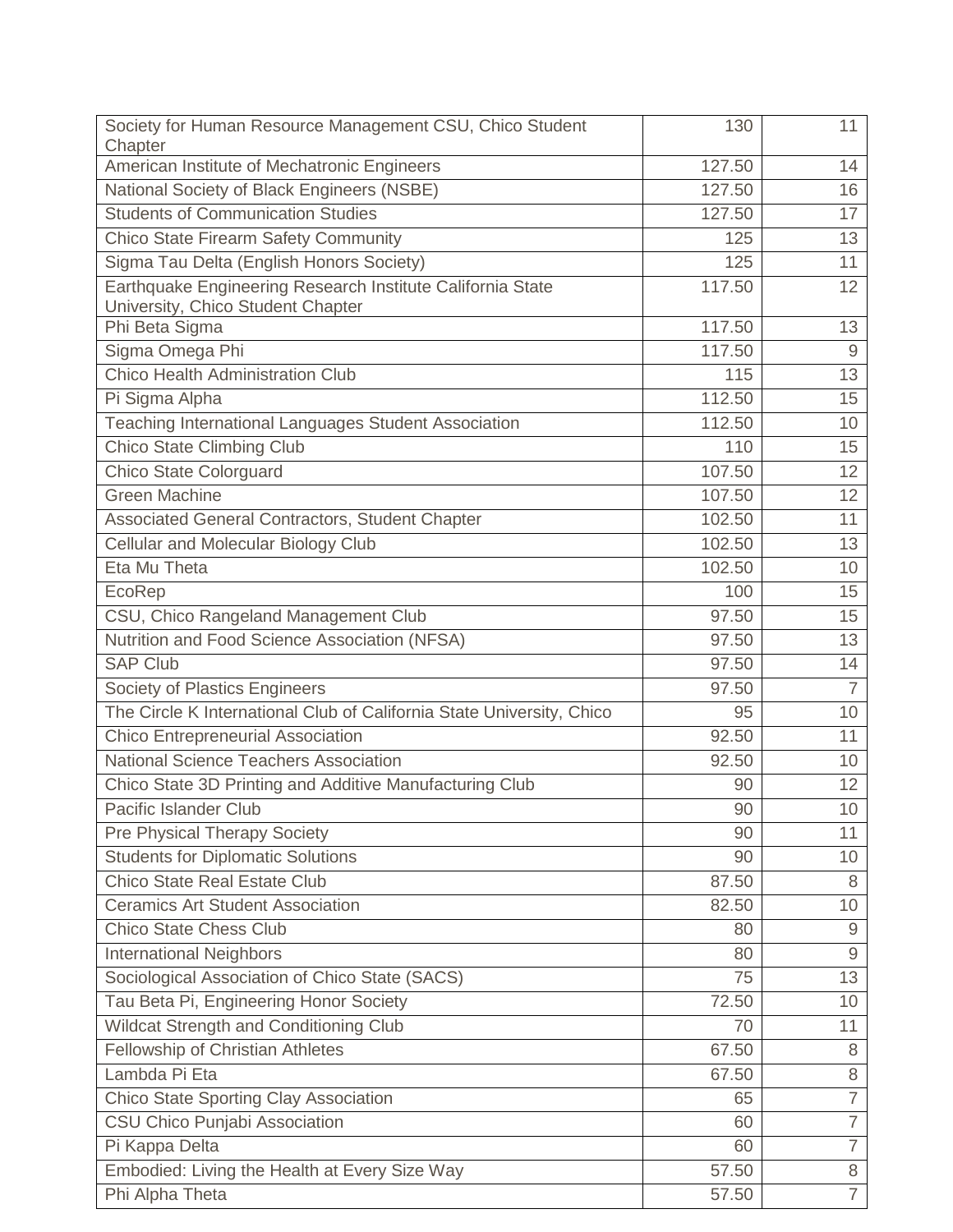| | | |
|---|---|---|
| Society for Human Resource Management CSU, Chico Student Chapter | 130 | 11 |
| American Institute of Mechatronic Engineers | 127.50 | 14 |
| National Society of Black Engineers (NSBE) | 127.50 | 16 |
| Students of Communication Studies | 127.50 | 17 |
| Chico State Firearm Safety Community | 125 | 13 |
| Sigma Tau Delta (English Honors Society) | 125 | 11 |
| Earthquake Engineering Research Institute California State University, Chico Student Chapter | 117.50 | 12 |
| Phi Beta Sigma | 117.50 | 13 |
| Sigma Omega Phi | 117.50 | 9 |
| Chico Health Administration Club | 115 | 13 |
| Pi Sigma Alpha | 112.50 | 15 |
| Teaching International Languages Student Association | 112.50 | 10 |
| Chico State Climbing Club | 110 | 15 |
| Chico State Colorguard | 107.50 | 12 |
| Green Machine | 107.50 | 12 |
| Associated General Contractors, Student Chapter | 102.50 | 11 |
| Cellular and Molecular Biology Club | 102.50 | 13 |
| Eta Mu Theta | 102.50 | 10 |
| EcoRep | 100 | 15 |
| CSU, Chico Rangeland Management Club | 97.50 | 15 |
| Nutrition and Food Science Association (NFSA) | 97.50 | 13 |
| SAP Club | 97.50 | 14 |
| Society of Plastics Engineers | 97.50 | 7 |
| The Circle K International Club of California State University, Chico | 95 | 10 |
| Chico Entrepreneurial Association | 92.50 | 11 |
| National Science Teachers Association | 92.50 | 10 |
| Chico State 3D Printing and Additive Manufacturing Club | 90 | 12 |
| Pacific Islander Club | 90 | 10 |
| Pre Physical Therapy Society | 90 | 11 |
| Students for Diplomatic Solutions | 90 | 10 |
| Chico State Real Estate Club | 87.50 | 8 |
| Ceramics Art Student Association | 82.50 | 10 |
| Chico State Chess Club | 80 | 9 |
| International Neighbors | 80 | 9 |
| Sociological Association of Chico State (SACS) | 75 | 13 |
| Tau Beta Pi, Engineering Honor Society | 72.50 | 10 |
| Wildcat Strength and Conditioning Club | 70 | 11 |
| Fellowship of Christian Athletes | 67.50 | 8 |
| Lambda Pi Eta | 67.50 | 8 |
| Chico State Sporting Clay Association | 65 | 7 |
| CSU Chico Punjabi Association | 60 | 7 |
| Pi Kappa Delta | 60 | 7 |
| Embodied: Living the Health at Every Size Way | 57.50 | 8 |
| Phi Alpha Theta | 57.50 | 7 |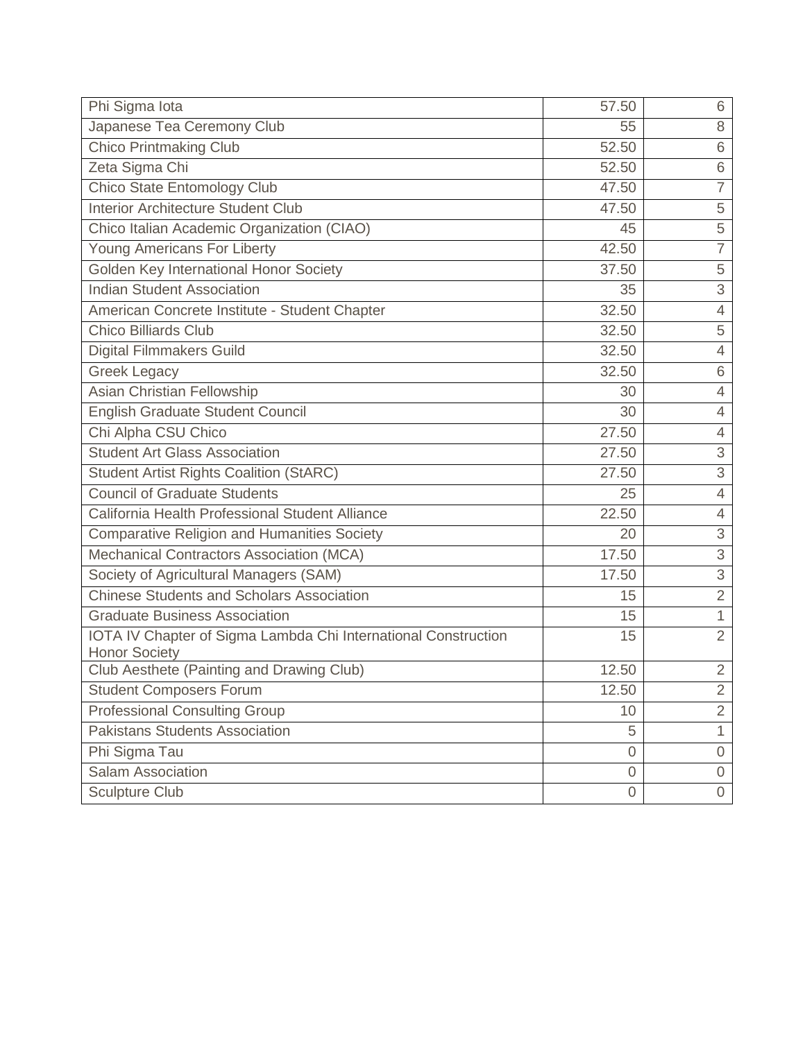| | | |
|---|---|---|
| Phi Sigma Iota | 57.50 | 6 |
| Japanese Tea Ceremony Club | 55 | 8 |
| Chico Printmaking Club | 52.50 | 6 |
| Zeta Sigma Chi | 52.50 | 6 |
| Chico State Entomology Club | 47.50 | 7 |
| Interior Architecture Student Club | 47.50 | 5 |
| Chico Italian Academic Organization (CIAO) | 45 | 5 |
| Young Americans For Liberty | 42.50 | 7 |
| Golden Key International Honor Society | 37.50 | 5 |
| Indian Student Association | 35 | 3 |
| American Concrete Institute - Student Chapter | 32.50 | 4 |
| Chico Billiards Club | 32.50 | 5 |
| Digital Filmmakers Guild | 32.50 | 4 |
| Greek Legacy | 32.50 | 6 |
| Asian Christian Fellowship | 30 | 4 |
| English Graduate Student Council | 30 | 4 |
| Chi Alpha CSU Chico | 27.50 | 4 |
| Student Art Glass Association | 27.50 | 3 |
| Student Artist Rights Coalition (StARC) | 27.50 | 3 |
| Council of Graduate Students | 25 | 4 |
| California Health Professional Student Alliance | 22.50 | 4 |
| Comparative Religion and Humanities Society | 20 | 3 |
| Mechanical Contractors Association (MCA) | 17.50 | 3 |
| Society of Agricultural Managers (SAM) | 17.50 | 3 |
| Chinese Students and Scholars Association | 15 | 2 |
| Graduate Business Association | 15 | 1 |
| IOTA IV Chapter of Sigma Lambda Chi International Construction Honor Society | 15 | 2 |
| Club Aesthete (Painting and Drawing Club) | 12.50 | 2 |
| Student Composers Forum | 12.50 | 2 |
| Professional Consulting Group | 10 | 2 |
| Pakistans Students Association | 5 | 1 |
| Phi Sigma Tau | 0 | 0 |
| Salam Association | 0 | 0 |
| Sculpture Club | 0 | 0 |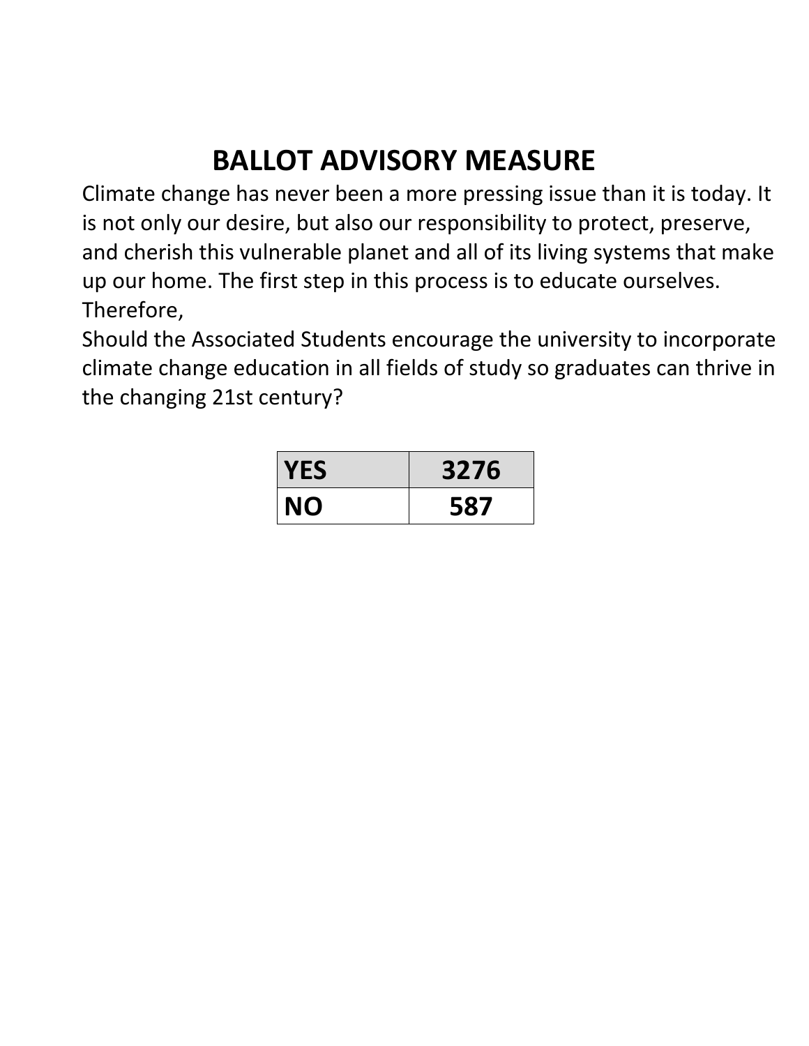# BALLOT ADVISORY MEASURE

Climate change has never been a more pressing issue than it is today. It is not only our desire, but also our responsibility to protect, preserve, and cherish this vulnerable planet and all of its living systems that make up our home. The first step in this process is to educate ourselves. Therefore,

Should the Associated Students encourage the university to incorporate climate change education in all fields of study so graduates can thrive in the changing 21st century?

| | |
|---|---|
| **YES** | **3276** |
| **NO** | **587** |